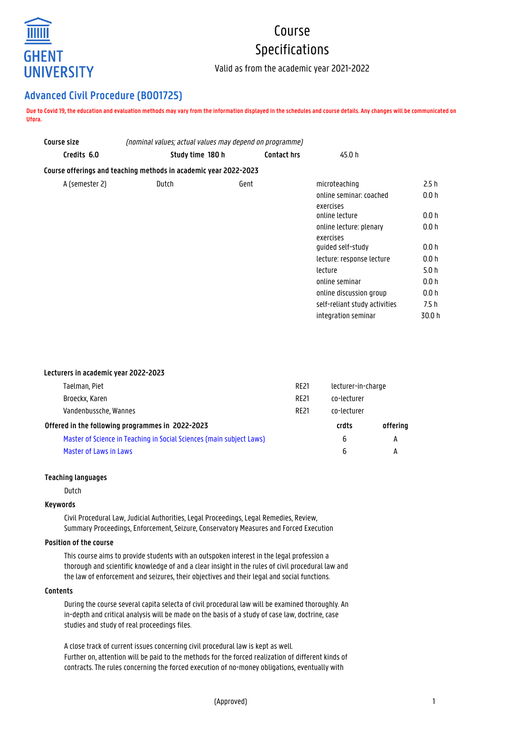GHENT UNIVERSITY

# Course Specifications

Valid as from the academic year 2021-2022

## Advanced Civil Procedure (B001725)

**Due to Covid 19, the education and evaluation methods may vary from the information displayed in the schedules and course details. Any changes will be communicated on Ufora.**

**Course size** *(nominal values; actual values may depend on programme)*

| | | |
|---|---|---|
| **Credits** 6.0 | **Study time** 180 h | **Contact hrs** 45.0 h |

**Course offerings and teaching methods in academic year 2022-2023**

| | | | | |
|---|---|---|---|---|
| A (semester 2) | Dutch | Gent | microteaching | 2.5 h |
| | | | online seminar: coached exercises | 0.0 h |
| | | | online lecture | 0.0 h |
| | | | online lecture: plenary exercises | 0.0 h |
| | | | guided self-study | 0.0 h |
| | | | lecture: response lecture | 0.0 h |
| | | | lecture | 5.0 h |
| | | | online seminar | 0.0 h |
| | | | online discussion group | 0.0 h |
| | | | self-reliant study activities | 7.5 h |
| | | | integration seminar | 30.0 h |

**Lecturers in academic year 2022-2023**

| | | |
|---|---|---|
| Taelman, Piet | RE21 | lecturer-in-charge |
| Broeckx, Karen | RE21 | co-lecturer |
| Vandenbussche, Wannes | RE21 | co-lecturer |

| Offered in the following programmes in 2022-2023 | crdts | offering |
|---|---|---|
| Master of Science in Teaching in Social Sciences (main subject Laws) | 6 | A |
| Master of Laws in Laws | 6 | A |

**Teaching languages**

Dutch

**Keywords**

Civil Procedural Law, Judicial Authorities, Legal Proceedings, Legal Remedies, Review, Summary Proceedings, Enforcement, Seizure, Conservatory Measures and Forced Execution

**Position of the course**

This course aims to provide students with an outspoken interest in the legal profession a thorough and scientific knowledge of and a clear insight in the rules of civil procedural law and the law of enforcement and seizures, their objectives and their legal and social functions.

**Contents**

During the course several capita selecta of civil procedural law will be examined thoroughly. An in-depth and critical analysis will be made on the basis of a study of case law, doctrine, case studies and study of real proceedings files.

A close track of current issues concerning civil procedural law is kept as well.
Further on, attention will be paid to the methods for the forced realization of different kinds of contracts. The rules concerning the forced execution of no-money obligations, eventually with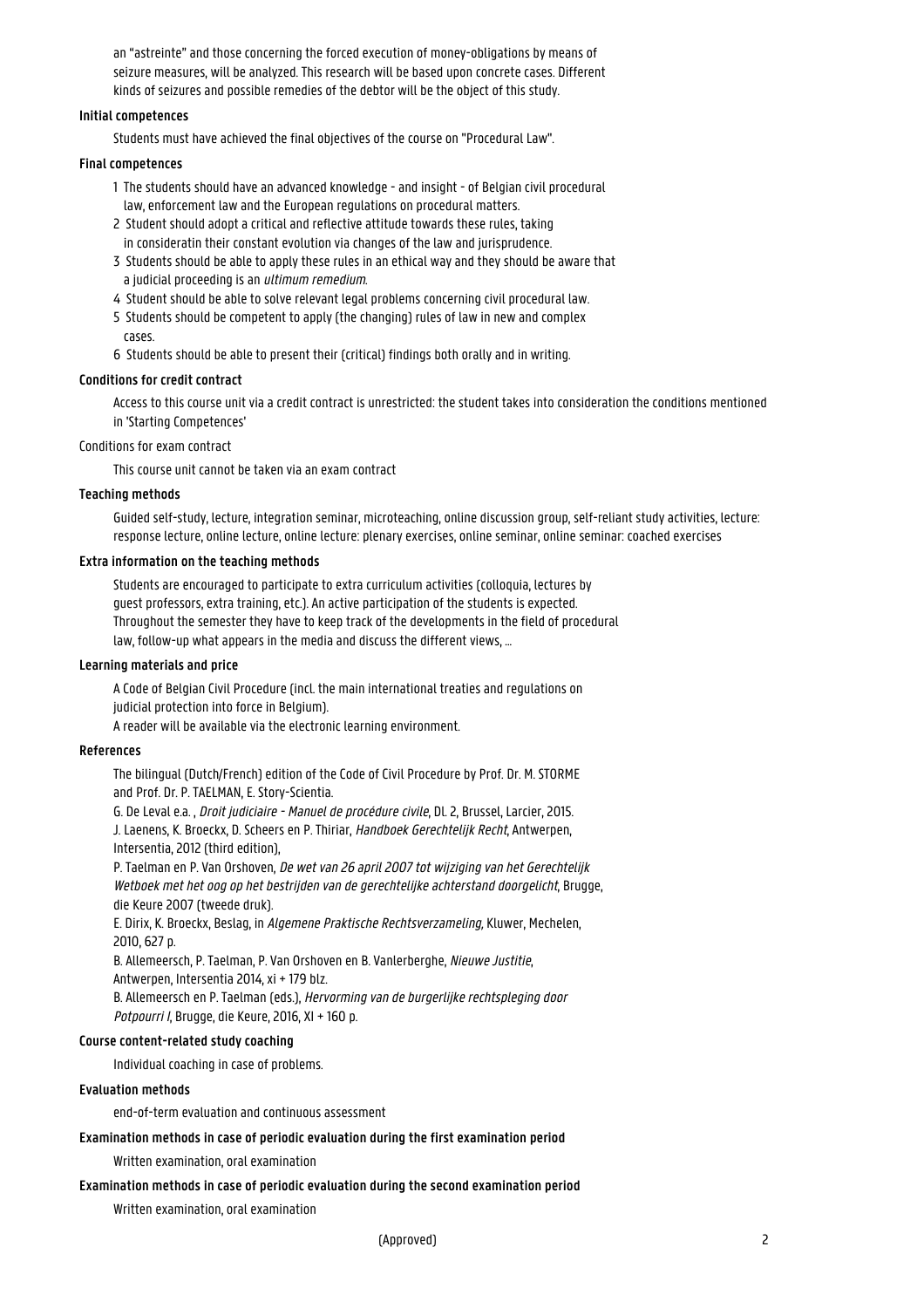an "astreinte" and those concerning the forced execution of money-obligations by means of seizure measures, will be analyzed. This research will be based upon concrete cases. Different kinds of seizures and possible remedies of the debtor will be the object of this study.

### Initial competences

Students must have achieved the final objectives of the course on "Procedural Law".

### Final competences

1 The students should have an advanced knowledge - and insight - of Belgian civil procedural law, enforcement law and the European regulations on procedural matters.
2 Student should adopt a critical and reflective attitude towards these rules, taking in consideratin their constant evolution via changes of the law and jurisprudence.
3 Students should be able to apply these rules in an ethical way and they should be aware that a judicial proceeding is an *ultimum remedium*.
4 Student should be able to solve relevant legal problems concerning civil procedural law.
5 Students should be competent to apply (the changing) rules of law in new and complex cases.
6 Students should be able to present their (critical) findings both orally and in writing.

### Conditions for credit contract

Access to this course unit via a credit contract is unrestricted: the student takes into consideration the conditions mentioned in 'Starting Competences'

Conditions for exam contract

This course unit cannot be taken via an exam contract

### Teaching methods

Guided self-study, lecture, integration seminar, microteaching, online discussion group, self-reliant study activities, lecture: response lecture, online lecture, online lecture: plenary exercises, online seminar, online seminar: coached exercises

### Extra information on the teaching methods

Students are encouraged to participate to extra curriculum activities (colloquia, lectures by guest professors, extra training, etc.). An active participation of the students is expected. Throughout the semester they have to keep track of the developments in the field of procedural law, follow-up what appears in the media and discuss the different views, ...

### Learning materials and price

A Code of Belgian Civil Procedure (incl. the main international treaties and regulations on judicial protection into force in Belgium).
A reader will be available via the electronic learning environment.

### References

The bilingual (Dutch/French) edition of the Code of Civil Procedure by Prof. Dr. M. STORME and Prof. Dr. P. TAELMAN, E. Story-Scientia.
G. De Leval e.a. , *Droit judiciaire - Manuel de procédure civile*, Dl. 2, Brussel, Larcier, 2015.
J. Laenens, K. Broeckx, D. Scheers en P. Thiriar, *Handboek Gerechtelijk Recht*, Antwerpen, Intersentia, 2012 (third edition),
P. Taelman en P. Van Orshoven, *De wet van 26 april 2007 tot wijziging van het Gerechtelijk Wetboek met het oog op het bestrijden van de gerechtelijke achterstand doorgelicht*, Brugge, die Keure 2007 (tweede druk).
E. Dirix, K. Broeckx, Beslag, in *Algemene Praktische Rechtsverzameling,* Kluwer, Mechelen, 2010, 627 p.
B. Allemeersch, P. Taelman, P. Van Orshoven en B. Vanlerberghe, *Nieuwe Justitie*, Antwerpen, Intersentia 2014, xi + 179 blz.
B. Allemeersch en P. Taelman (eds.), *Hervorming van de burgerlijke rechtspleging door Potpourri I*, Brugge, die Keure, 2016, XI + 160 p.

### Course content-related study coaching

Individual coaching in case of problems.

### Evaluation methods

end-of-term evaluation and continuous assessment

### Examination methods in case of periodic evaluation during the first examination period

Written examination, oral examination

### Examination methods in case of periodic evaluation during the second examination period

Written examination, oral examination

(Approved)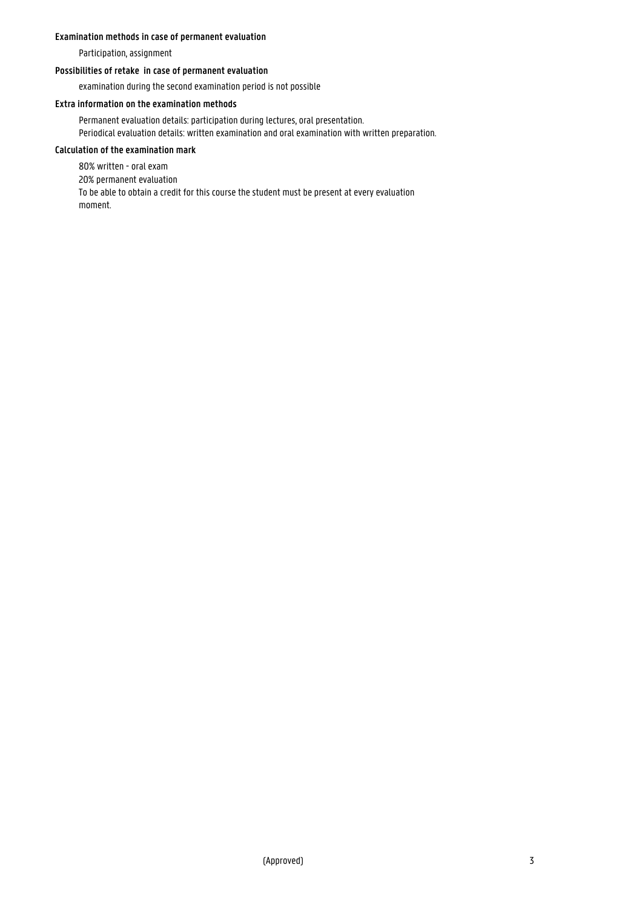#### Examination methods in case of permanent evaluation

Participation, assignment

#### Possibilities of retake in case of permanent evaluation

examination during the second examination period is not possible

#### Extra information on the examination methods

Permanent evaluation details: participation during lectures, oral presentation.
Periodical evaluation details: written examination and oral examination with written preparation.

#### Calculation of the examination mark

80% written - oral exam
20% permanent evaluation
To be able to obtain a credit for this course the student must be present at every evaluation moment.